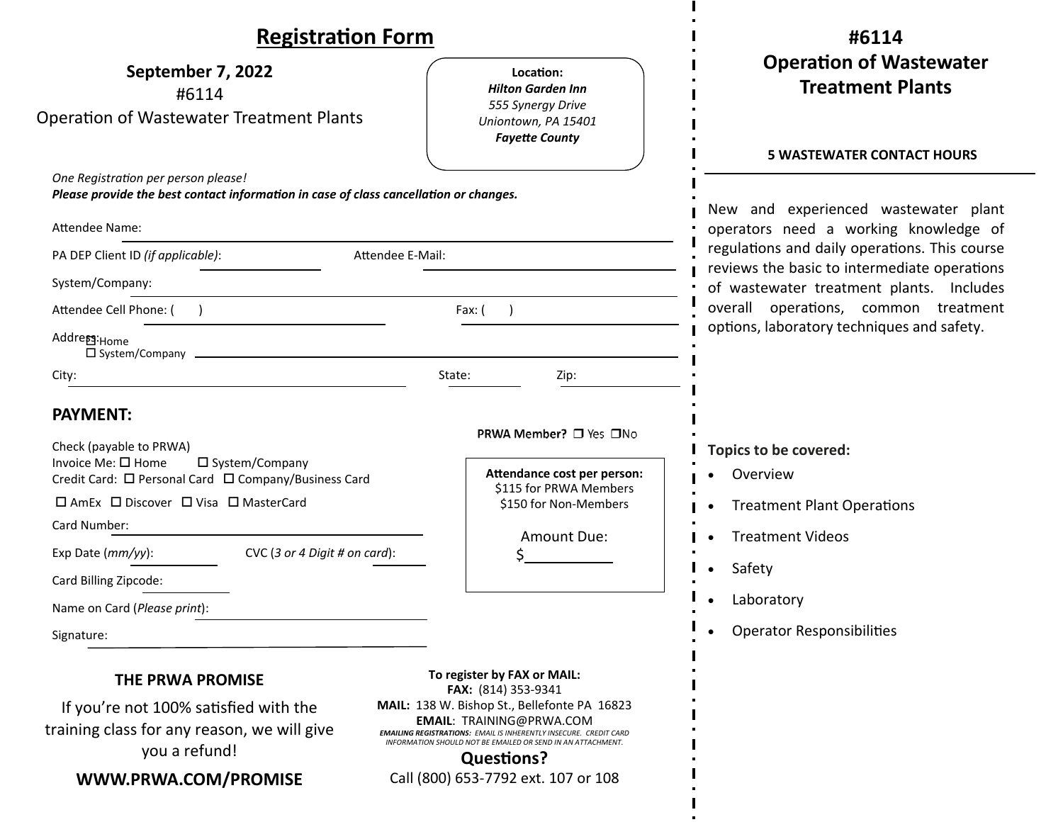# Registration Form

**September 7, 2022**
#6114
Operation of Wastewater Treatment Plants

**Location:**
***Hilton Garden Inn***
*555 Synergy Drive*
*Uniontown, PA 15401*
***Fayette County***

*One Registration per person please!*
***Please provide the best contact information in case of class cancellation or changes.***

Attendee Name: ______________________________

PA DEP Client ID *(if applicable)*: ____________ Attendee E-Mail: ______________________

System/Company: ______________________________

Attendee Cell Phone: (     ) ____________________ Fax: (     ) ____________________

Address: ☐ Home ☐ System/Company ______________________________

City: ____________________ State: ________ Zip: ________

## PAYMENT:

Check (payable to PRWA)
Invoice Me: ☐ Home ☐ System/Company
Credit Card: ☐ Personal Card ☐ Company/Business Card
☐ AmEx ☐ Discover ☐ Visa ☐ MasterCard

Card Number: ______________________________

Exp Date (*mm/yy*): ________ CVC (*3 or 4 Digit # on card*): ________

Card Billing Zipcode: ________

Name on Card (*Please print*): ______________________

Signature: ______________________

**PRWA Member?** ☐ Yes ☐ No

**Attendance cost per person:**
$115 for PRWA Members
$150 for Non-Members

Amount Due:
$__________

### THE PRWA PROMISE

If you're not 100% satisfied with the training class for any reason, we will give you a refund!

**WWW.PRWA.COM/PROMISE**

**To register by FAX or MAIL:**
**FAX:** (814) 353-9341
**MAIL:** 138 W. Bishop St., Bellefonte PA 16823
**EMAIL**: TRAINING@PRWA.COM
***EMAILING REGISTRATIONS:*** *EMAIL IS INHERENTLY INSECURE. CREDIT CARD INFORMATION SHOULD NOT BE EMAILED OR SEND IN AN ATTACHMENT.*

**Questions?**
Call (800) 653-7792 ext. 107 or 108

# #6114 Operation of Wastewater Treatment Plants

**5 WASTEWATER CONTACT HOURS**

New and experienced wastewater plant operators need a working knowledge of regulations and daily operations. This course reviews the basic to intermediate operations of wastewater treatment plants. Includes overall operations, common treatment options, laboratory techniques and safety.

**Topics to be covered:**

- Overview
- Treatment Plant Operations
- Treatment Videos
- Safety
- Laboratory
- Operator Responsibilities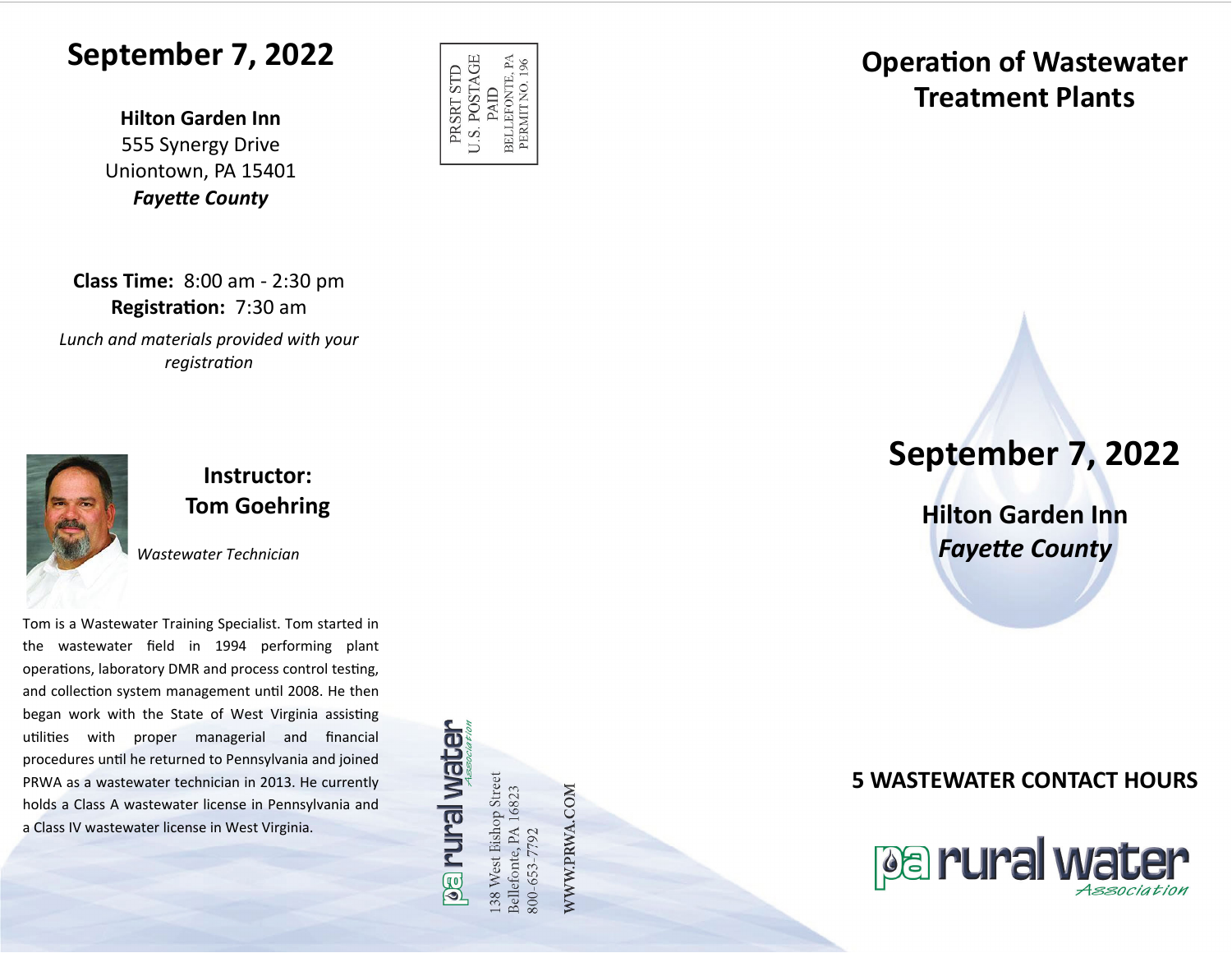# September 7, 2022

**Hilton Garden Inn**
555 Synergy Drive
Uniontown, PA 15401
***Fayette County***

**Class Time:** 8:00 am - 2:30 pm
**Registration:** 7:30 am

*Lunch and materials provided with your registration*

## Instructor: Tom Goehring

*Wastewater Technician*

Tom is a Wastewater Training Specialist. Tom started in the wastewater field in 1994 performing plant operations, laboratory DMR and process control testing, and collection system management until 2008. He then began work with the State of West Virginia assisting utilities with proper managerial and financial procedures until he returned to Pennsylvania and joined PRWA as a wastewater technician in 2013. He currently holds a Class A wastewater license in Pennsylvania and a Class IV wastewater license in West Virginia.

PRSRT STD
U.S. POSTAGE
PAID
BELLEFONTE, PA
PERMIT NO. 196

pa rural water Association
138 West Bishop Street
Bellefonte, PA 16823
800-653-7792

WWW.PRWA.COM

# Operation of Wastewater Treatment Plants

## September 7, 2022

**Hilton Garden Inn**
***Fayette County***

**5 WASTEWATER CONTACT HOURS**

pa rural water Association